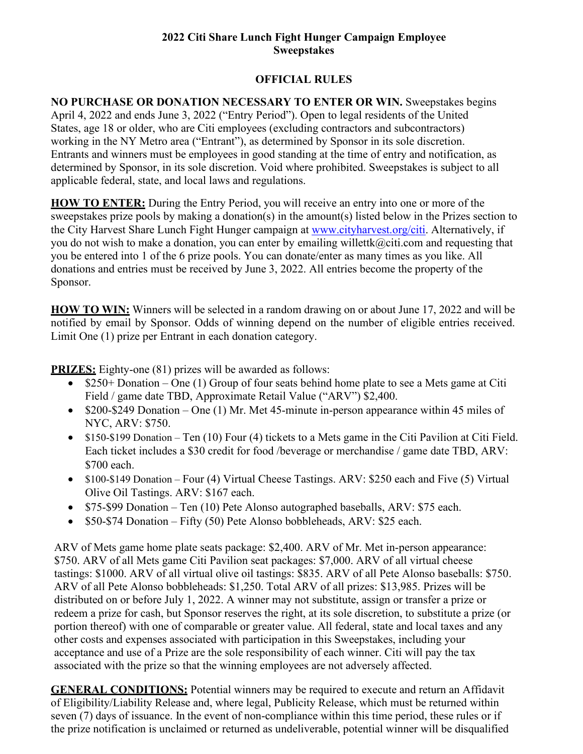# 2022 Citi Share Lunch Fight Hunger Campaign Employee Sweepstakes

## OFFICIAL RULES

**NO PURCHASE OR DONATION NECESSARY TO ENTER OR WIN.** Sweepstakes begins April 4, 2022 and ends June 3, 2022 ("Entry Period"). Open to legal residents of the United States, age 18 or older, who are Citi employees (excluding contractors and subcontractors) working in the NY Metro area ("Entrant"), as determined by Sponsor in its sole discretion. Entrants and winners must be employees in good standing at the time of entry and notification, as determined by Sponsor, in its sole discretion. Void where prohibited. Sweepstakes is subject to all applicable federal, state, and local laws and regulations.

**HOW TO ENTER:** During the Entry Period, you will receive an entry into one or more of the sweepstakes prize pools by making a donation(s) in the amount(s) listed below in the Prizes section to the City Harvest Share Lunch Fight Hunger campaign at www.cityharvest.org/citi. Alternatively, if you do not wish to make a donation, you can enter by emailing willettk@citi.com and requesting that you be entered into 1 of the 6 prize pools. You can donate/enter as many times as you like. All donations and entries must be received by June 3, 2022. All entries become the property of the Sponsor.

**HOW TO WIN:** Winners will be selected in a random drawing on or about June 17, 2022 and will be notified by email by Sponsor. Odds of winning depend on the number of eligible entries received. Limit One (1) prize per Entrant in each donation category.

**PRIZES:** Eighty-one (81) prizes will be awarded as follows:

- $250+ Donation – One (1) Group of four seats behind home plate to see a Mets game at Citi Field / game date TBD, Approximate Retail Value ("ARV") $2,400.
- $200-$249 Donation – One (1) Mr. Met 45-minute in-person appearance within 45 miles of NYC, ARV: $750.
- $150-$199 Donation – Ten (10) Four (4) tickets to a Mets game in the Citi Pavilion at Citi Field. Each ticket includes a $30 credit for food /beverage or merchandise / game date TBD, ARV: $700 each.
- $100-$149 Donation – Four (4) Virtual Cheese Tastings. ARV: $250 each and Five (5) Virtual Olive Oil Tastings. ARV: $167 each.
- $75-$99 Donation – Ten (10) Pete Alonso autographed baseballs, ARV: $75 each.
- $50-$74 Donation – Fifty (50) Pete Alonso bobbleheads, ARV: $25 each.

ARV of Mets game home plate seats package: $2,400. ARV of Mr. Met in-person appearance: $750. ARV of all Mets game Citi Pavilion seat packages: $7,000. ARV of all virtual cheese tastings: $1000. ARV of all virtual olive oil tastings: $835. ARV of all Pete Alonso baseballs: $750. ARV of all Pete Alonso bobbleheads: $1,250. Total ARV of all prizes: $13,985. Prizes will be distributed on or before July 1, 2022. A winner may not substitute, assign or transfer a prize or redeem a prize for cash, but Sponsor reserves the right, at its sole discretion, to substitute a prize (or portion thereof) with one of comparable or greater value. All federal, state and local taxes and any other costs and expenses associated with participation in this Sweepstakes, including your acceptance and use of a Prize are the sole responsibility of each winner. Citi will pay the tax associated with the prize so that the winning employees are not adversely affected.

**GENERAL CONDITIONS:** Potential winners may be required to execute and return an Affidavit of Eligibility/Liability Release and, where legal, Publicity Release, which must be returned within seven (7) days of issuance. In the event of non-compliance within this time period, these rules or if the prize notification is unclaimed or returned as undeliverable, potential winner will be disqualified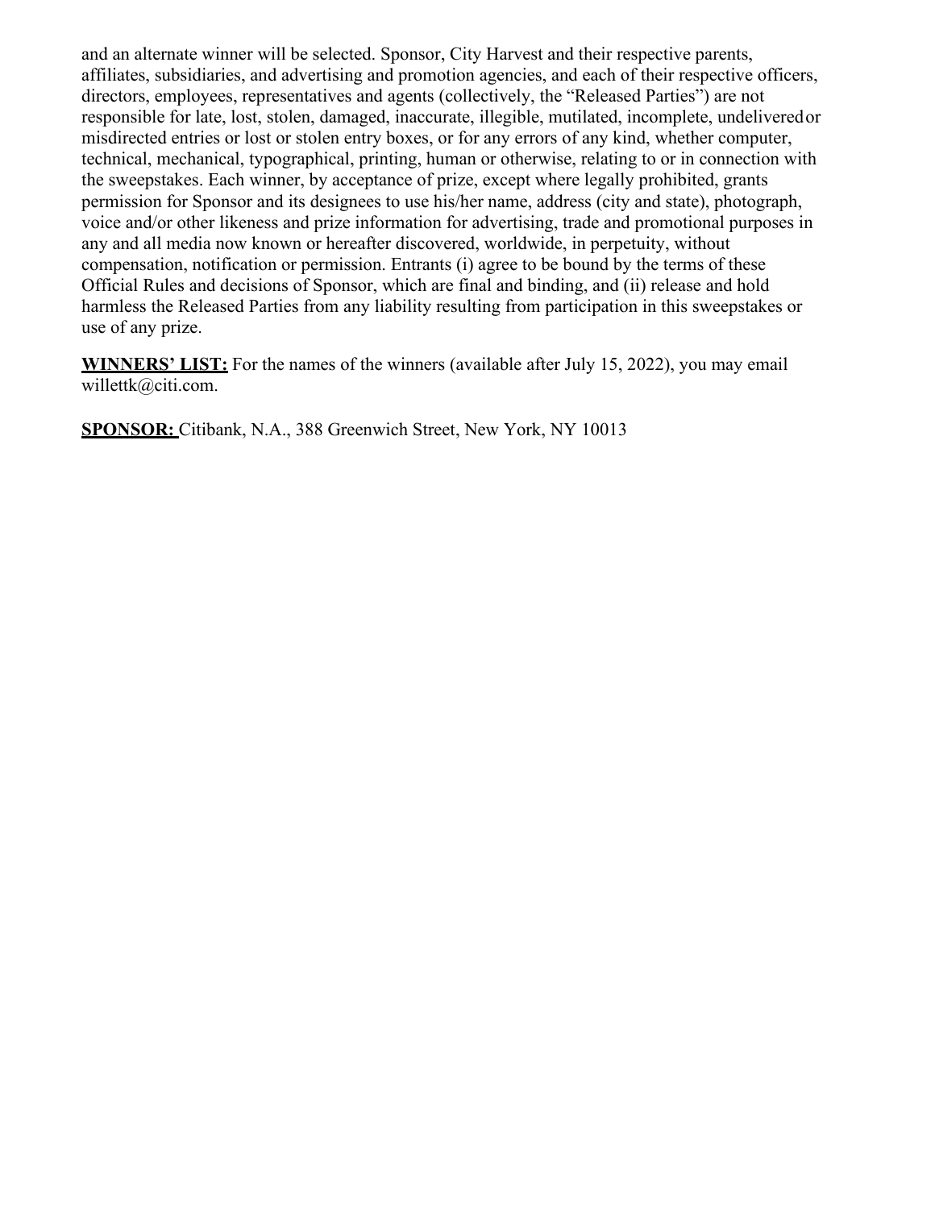and an alternate winner will be selected. Sponsor, City Harvest and their respective parents, affiliates, subsidiaries, and advertising and promotion agencies, and each of their respective officers, directors, employees, representatives and agents (collectively, the "Released Parties") are not responsible for late, lost, stolen, damaged, inaccurate, illegible, mutilated, incomplete, undelivered or misdirected entries or lost or stolen entry boxes, or for any errors of any kind, whether computer, technical, mechanical, typographical, printing, human or otherwise, relating to or in connection with the sweepstakes. Each winner, by acceptance of prize, except where legally prohibited, grants permission for Sponsor and its designees to use his/her name, address (city and state), photograph, voice and/or other likeness and prize information for advertising, trade and promotional purposes in any and all media now known or hereafter discovered, worldwide, in perpetuity, without compensation, notification or permission. Entrants (i) agree to be bound by the terms of these Official Rules and decisions of Sponsor, which are final and binding, and (ii) release and hold harmless the Released Parties from any liability resulting from participation in this sweepstakes or use of any prize.

**WINNERS' LIST:** For the names of the winners (available after July 15, 2022), you may email willettk@citi.com.

**SPONSOR:** Citibank, N.A., 388 Greenwich Street, New York, NY 10013